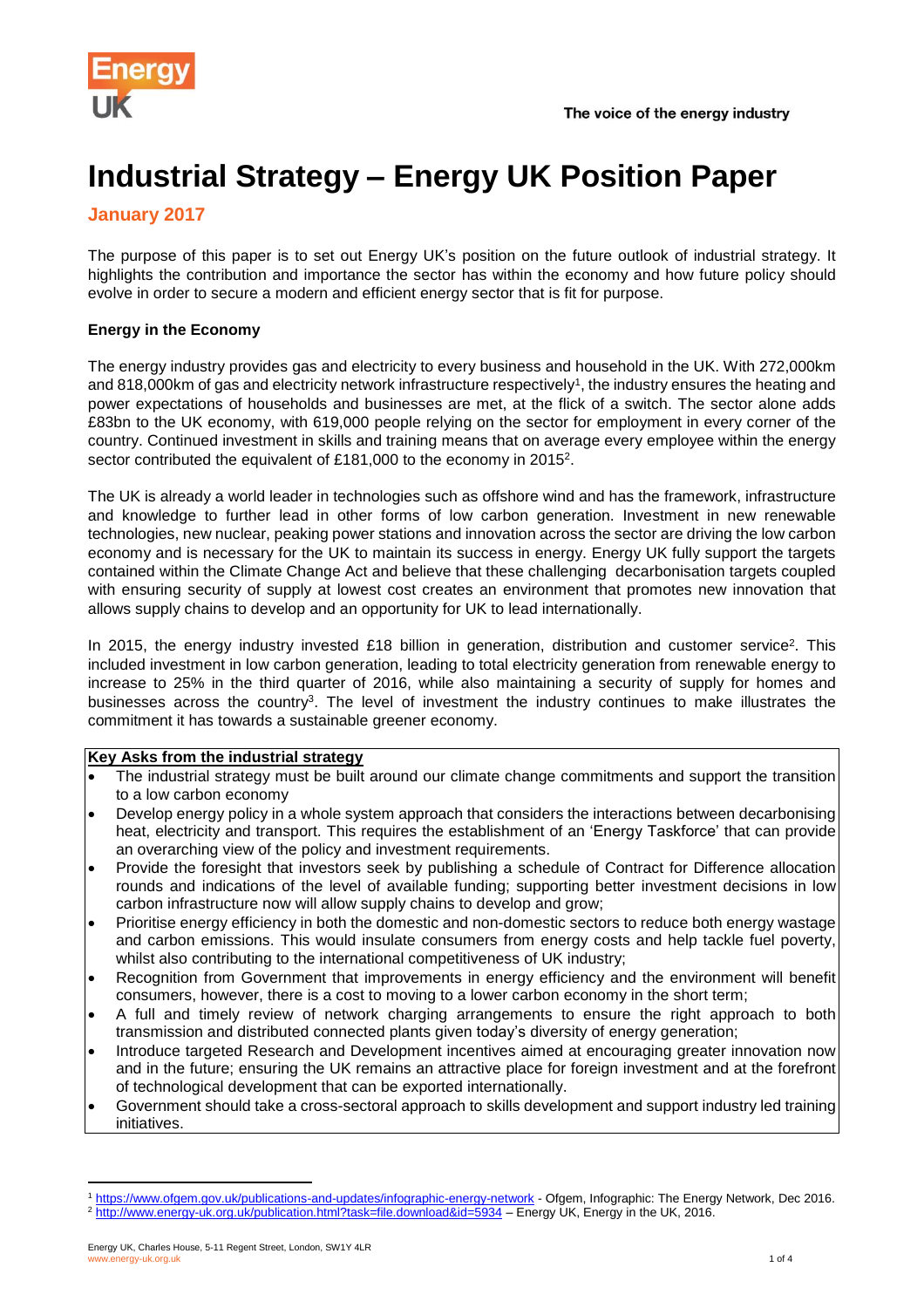# Industrial Strategy – Energy UK Position Paper

**January 2017**

The purpose of this paper is to set out Energy UK's position on the future outlook of industrial strategy. It highlights the contribution and importance the sector has within the economy and how future policy should evolve in order to secure a modern and efficient energy sector that is fit for purpose.

### Energy in the Economy

The energy industry provides gas and electricity to every business and household in the UK. With 272,000km and 818,000km of gas and electricity network infrastructure respectively[1], the industry ensures the heating and power expectations of households and businesses are met, at the flick of a switch. The sector alone adds £83bn to the UK economy, with 619,000 people relying on the sector for employment in every corner of the country. Continued investment in skills and training means that on average every employee within the energy sector contributed the equivalent of £181,000 to the economy in 2015[2].

The UK is already a world leader in technologies such as offshore wind and has the framework, infrastructure and knowledge to further lead in other forms of low carbon generation. Investment in new renewable technologies, new nuclear, peaking power stations and innovation across the sector are driving the low carbon economy and is necessary for the UK to maintain its success in energy. Energy UK fully support the targets contained within the Climate Change Act and believe that these challenging decarbonisation targets coupled with ensuring security of supply at lowest cost creates an environment that promotes new innovation that allows supply chains to develop and an opportunity for UK to lead internationally.

In 2015, the energy industry invested £18 billion in generation, distribution and customer service[2]. This included investment in low carbon generation, leading to total electricity generation from renewable energy to increase to 25% in the third quarter of 2016, while also maintaining a security of supply for homes and businesses across the country[3]. The level of investment the industry continues to make illustrates the commitment it has towards a sustainable greener economy.

**Key Asks from the industrial strategy**

- The industrial strategy must be built around our climate change commitments and support the transition to a low carbon economy
- Develop energy policy in a whole system approach that considers the interactions between decarbonising heat, electricity and transport. This requires the establishment of an 'Energy Taskforce' that can provide an overarching view of the policy and investment requirements.
- Provide the foresight that investors seek by publishing a schedule of Contract for Difference allocation rounds and indications of the level of available funding; supporting better investment decisions in low carbon infrastructure now will allow supply chains to develop and grow;
- Prioritise energy efficiency in both the domestic and non-domestic sectors to reduce both energy wastage and carbon emissions. This would insulate consumers from energy costs and help tackle fuel poverty, whilst also contributing to the international competitiveness of UK industry;
- Recognition from Government that improvements in energy efficiency and the environment will benefit consumers, however, there is a cost to moving to a lower carbon economy in the short term;
- A full and timely review of network charging arrangements to ensure the right approach to both transmission and distributed connected plants given today's diversity of energy generation;
- Introduce targeted Research and Development incentives aimed at encouraging greater innovation now and in the future; ensuring the UK remains an attractive place for foreign investment and at the forefront of technological development that can be exported internationally.
- Government should take a cross-sectoral approach to skills development and support industry led training initiatives.

---

[1] https://www.ofgem.gov.uk/publications-and-updates/infographic-energy-network - Ofgem, Infographic: The Energy Network, Dec 2016.

[2] http://www.energy-uk.org.uk/publication.html?task=file.download&id=5934 – Energy UK, Energy in the UK, 2016.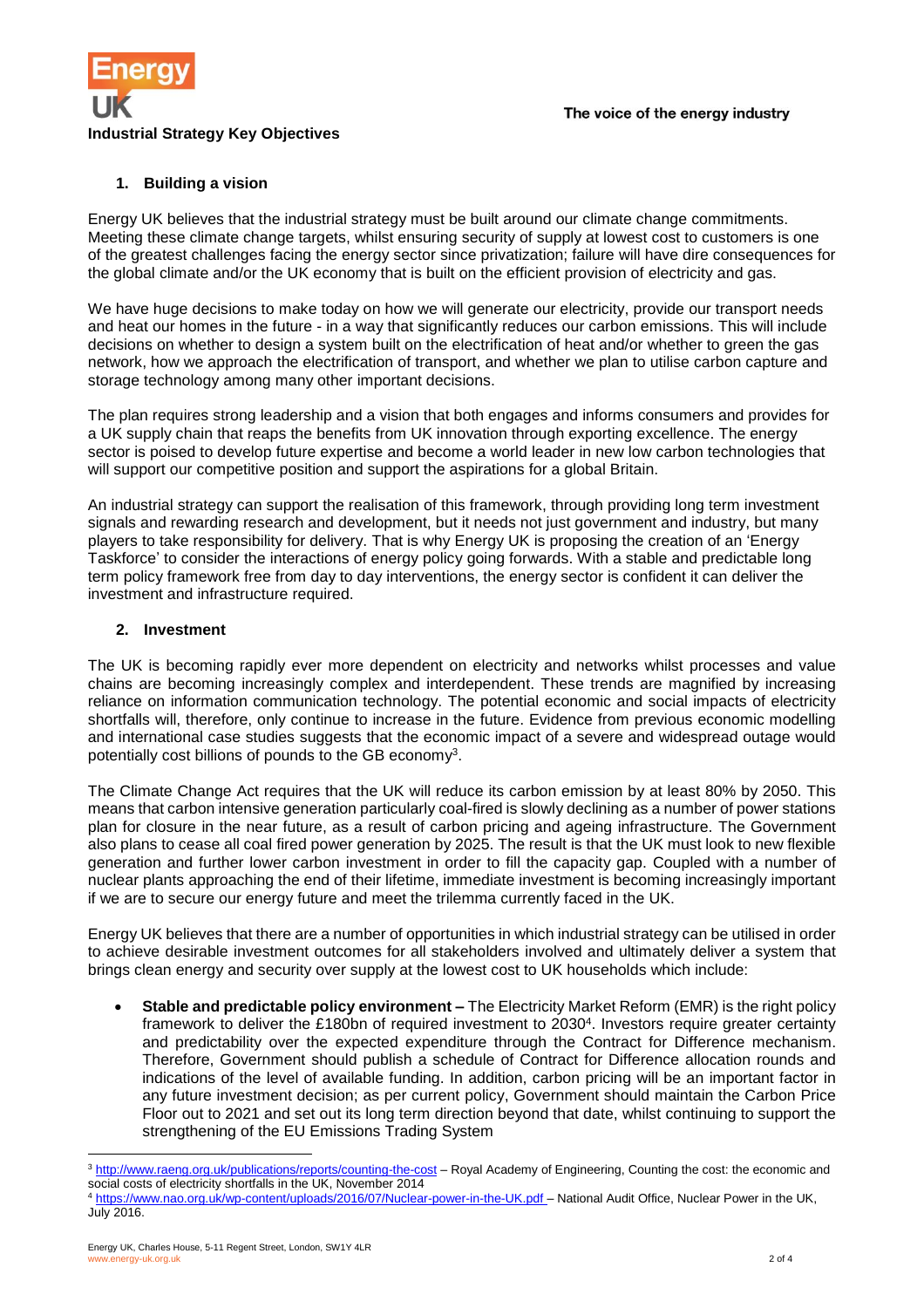## Industrial Strategy Key Objectives

### 1. Building a vision

Energy UK believes that the industrial strategy must be built around our climate change commitments. Meeting these climate change targets, whilst ensuring security of supply at lowest cost to customers is one of the greatest challenges facing the energy sector since privatization; failure will have dire consequences for the global climate and/or the UK economy that is built on the efficient provision of electricity and gas.

We have huge decisions to make today on how we will generate our electricity, provide our transport needs and heat our homes in the future - in a way that significantly reduces our carbon emissions. This will include decisions on whether to design a system built on the electrification of heat and/or whether to green the gas network, how we approach the electrification of transport, and whether we plan to utilise carbon capture and storage technology among many other important decisions.

The plan requires strong leadership and a vision that both engages and informs consumers and provides for a UK supply chain that reaps the benefits from UK innovation through exporting excellence. The energy sector is poised to develop future expertise and become a world leader in new low carbon technologies that will support our competitive position and support the aspirations for a global Britain.

An industrial strategy can support the realisation of this framework, through providing long term investment signals and rewarding research and development, but it needs not just government and industry, but many players to take responsibility for delivery. That is why Energy UK is proposing the creation of an 'Energy Taskforce' to consider the interactions of energy policy going forwards. With a stable and predictable long term policy framework free from day to day interventions, the energy sector is confident it can deliver the investment and infrastructure required.

### 2. Investment

The UK is becoming rapidly ever more dependent on electricity and networks whilst processes and value chains are becoming increasingly complex and interdependent. These trends are magnified by increasing reliance on information communication technology. The potential economic and social impacts of electricity shortfalls will, therefore, only continue to increase in the future. Evidence from previous economic modelling and international case studies suggests that the economic impact of a severe and widespread outage would potentially cost billions of pounds to the GB economy[3].

The Climate Change Act requires that the UK will reduce its carbon emission by at least 80% by 2050. This means that carbon intensive generation particularly coal-fired is slowly declining as a number of power stations plan for closure in the near future, as a result of carbon pricing and ageing infrastructure. The Government also plans to cease all coal fired power generation by 2025. The result is that the UK must look to new flexible generation and further lower carbon investment in order to fill the capacity gap. Coupled with a number of nuclear plants approaching the end of their lifetime, immediate investment is becoming increasingly important if we are to secure our energy future and meet the trilemma currently faced in the UK.

Energy UK believes that there are a number of opportunities in which industrial strategy can be utilised in order to achieve desirable investment outcomes for all stakeholders involved and ultimately deliver a system that brings clean energy and security over supply at the lowest cost to UK households which include:

- **Stable and predictable policy environment –** The Electricity Market Reform (EMR) is the right policy framework to deliver the £180bn of required investment to 2030[4]. Investors require greater certainty and predictability over the expected expenditure through the Contract for Difference mechanism. Therefore, Government should publish a schedule of Contract for Difference allocation rounds and indications of the level of available funding. In addition, carbon pricing will be an important factor in any future investment decision; as per current policy, Government should maintain the Carbon Price Floor out to 2021 and set out its long term direction beyond that date, whilst continuing to support the strengthening of the EU Emissions Trading System

[3] http://www.raeng.org.uk/publications/reports/counting-the-cost – Royal Academy of Engineering, Counting the cost: the economic and social costs of electricity shortfalls in the UK, November 2014

[4] https://www.nao.org.uk/wp-content/uploads/2016/07/Nuclear-power-in-the-UK.pdf – National Audit Office, Nuclear Power in the UK, July 2016.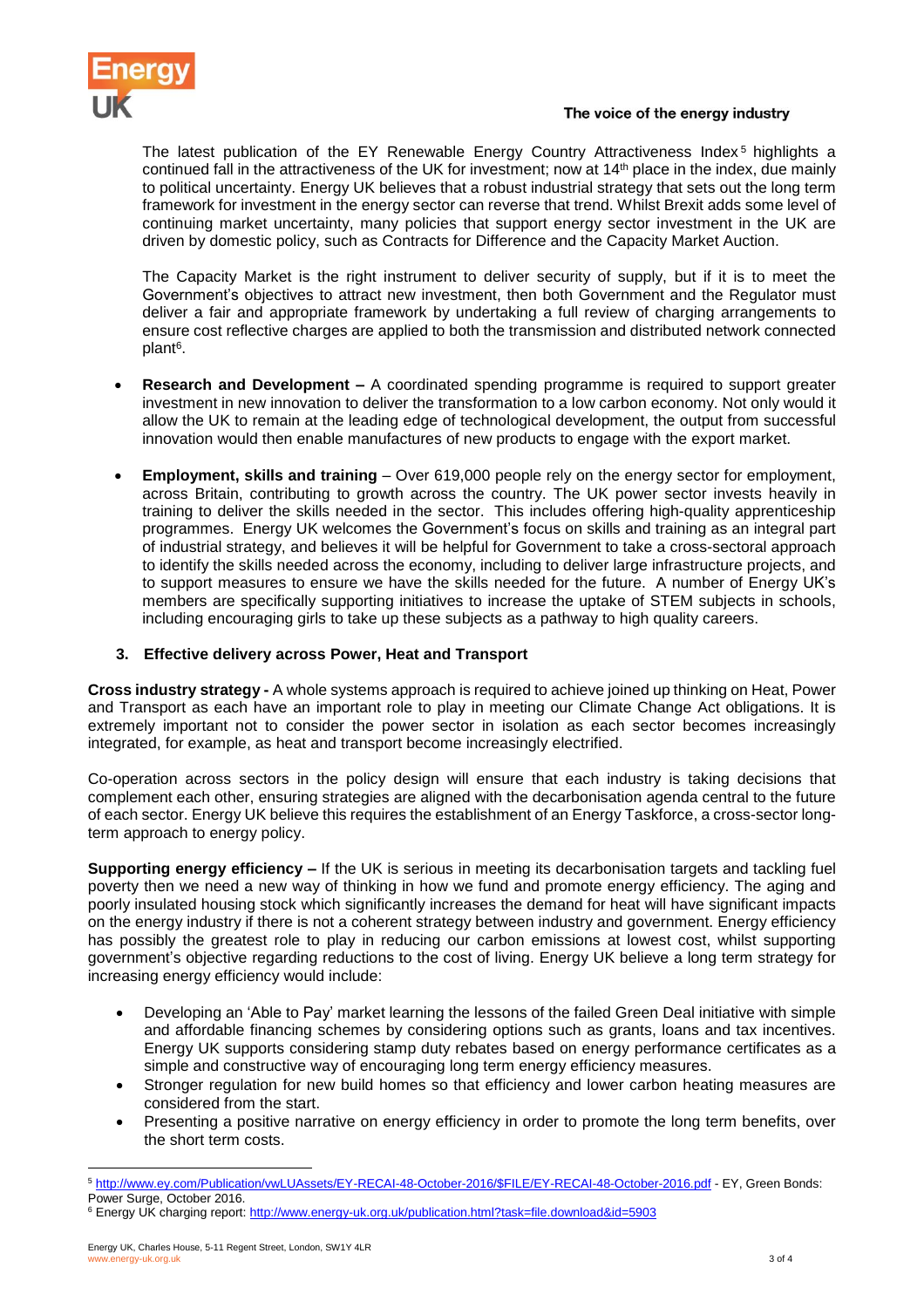The latest publication of the EY Renewable Energy Country Attractiveness Index[5] highlights a continued fall in the attractiveness of the UK for investment; now at 14th place in the index, due mainly to political uncertainty. Energy UK believes that a robust industrial strategy that sets out the long term framework for investment in the energy sector can reverse that trend. Whilst Brexit adds some level of continuing market uncertainty, many policies that support energy sector investment in the UK are driven by domestic policy, such as Contracts for Difference and the Capacity Market Auction.

The Capacity Market is the right instrument to deliver security of supply, but if it is to meet the Government's objectives to attract new investment, then both Government and the Regulator must deliver a fair and appropriate framework by undertaking a full review of charging arrangements to ensure cost reflective charges are applied to both the transmission and distributed network connected plant[6].

- **Research and Development –** A coordinated spending programme is required to support greater investment in new innovation to deliver the transformation to a low carbon economy. Not only would it allow the UK to remain at the leading edge of technological development, the output from successful innovation would then enable manufactures of new products to engage with the export market.
- **Employment, skills and training** – Over 619,000 people rely on the energy sector for employment, across Britain, contributing to growth across the country. The UK power sector invests heavily in training to deliver the skills needed in the sector. This includes offering high-quality apprenticeship programmes. Energy UK welcomes the Government's focus on skills and training as an integral part of industrial strategy, and believes it will be helpful for Government to take a cross-sectoral approach to identify the skills needed across the economy, including to deliver large infrastructure projects, and to support measures to ensure we have the skills needed for the future. A number of Energy UK's members are specifically supporting initiatives to increase the uptake of STEM subjects in schools, including encouraging girls to take up these subjects as a pathway to high quality careers.

### 3. Effective delivery across Power, Heat and Transport

**Cross industry strategy -** A whole systems approach is required to achieve joined up thinking on Heat, Power and Transport as each have an important role to play in meeting our Climate Change Act obligations. It is extremely important not to consider the power sector in isolation as each sector becomes increasingly integrated, for example, as heat and transport become increasingly electrified.

Co-operation across sectors in the policy design will ensure that each industry is taking decisions that complement each other, ensuring strategies are aligned with the decarbonisation agenda central to the future of each sector. Energy UK believe this requires the establishment of an Energy Taskforce, a cross-sector long-term approach to energy policy.

**Supporting energy efficiency –** If the UK is serious in meeting its decarbonisation targets and tackling fuel poverty then we need a new way of thinking in how we fund and promote energy efficiency. The aging and poorly insulated housing stock which significantly increases the demand for heat will have significant impacts on the energy industry if there is not a coherent strategy between industry and government. Energy efficiency has possibly the greatest role to play in reducing our carbon emissions at lowest cost, whilst supporting government's objective regarding reductions to the cost of living. Energy UK believe a long term strategy for increasing energy efficiency would include:

- Developing an 'Able to Pay' market learning the lessons of the failed Green Deal initiative with simple and affordable financing schemes by considering options such as grants, loans and tax incentives. Energy UK supports considering stamp duty rebates based on energy performance certificates as a simple and constructive way of encouraging long term energy efficiency measures.
- Stronger regulation for new build homes so that efficiency and lower carbon heating measures are considered from the start.
- Presenting a positive narrative on energy efficiency in order to promote the long term benefits, over the short term costs.

---

[5] http://www.ey.com/Publication/vwLUAssets/EY-RECAI-48-October-2016/$FILE/EY-RECAI-48-October-2016.pdf - EY, Green Bonds: Power Surge, October 2016.

[6] Energy UK charging report: http://www.energy-uk.org.uk/publication.html?task=file.download&id=5903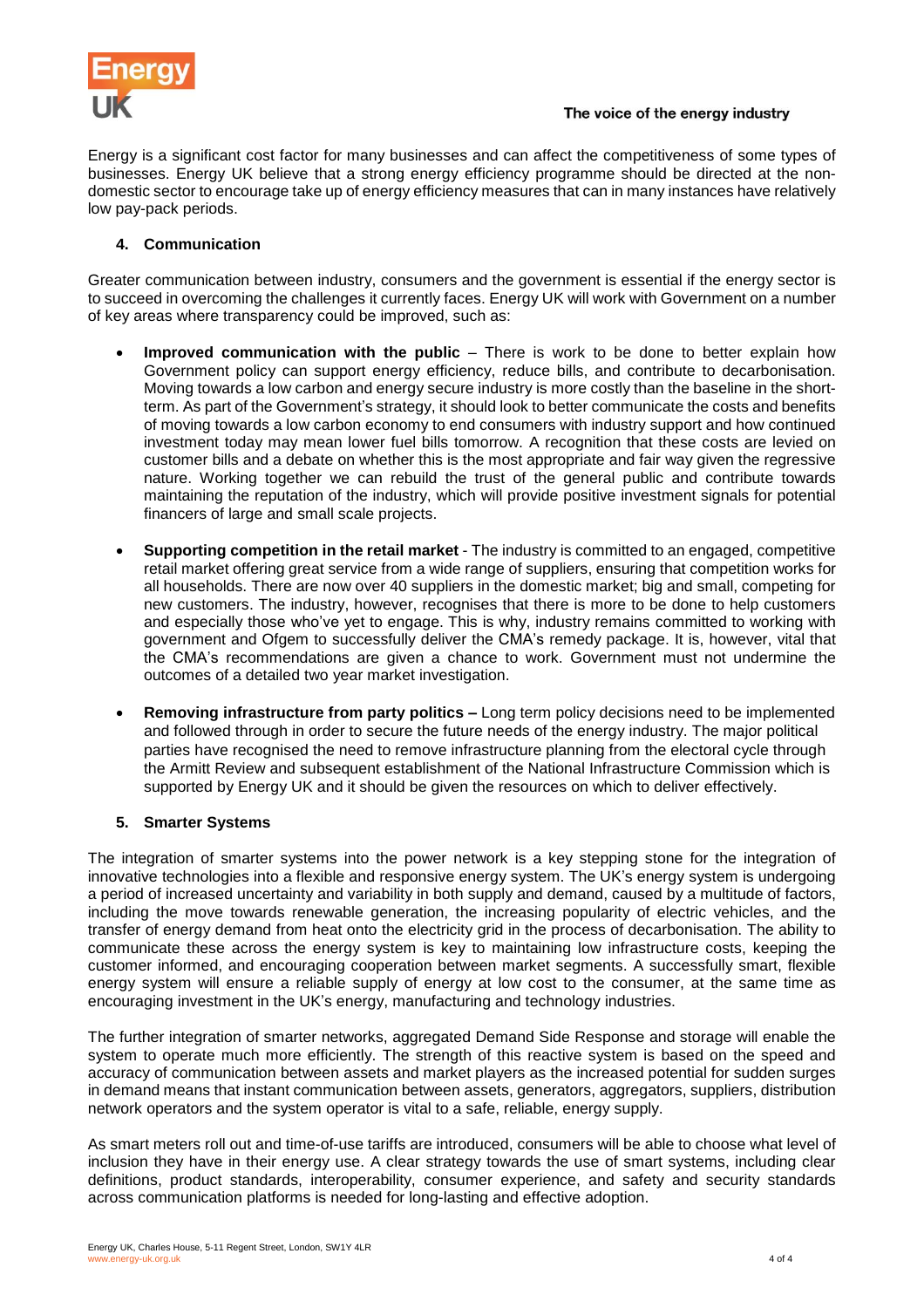Energy is a significant cost factor for many businesses and can affect the competitiveness of some types of businesses. Energy UK believe that a strong energy efficiency programme should be directed at the non-domestic sector to encourage take up of energy efficiency measures that can in many instances have relatively low pay-pack periods.

## 4. Communication

Greater communication between industry, consumers and the government is essential if the energy sector is to succeed in overcoming the challenges it currently faces. Energy UK will work with Government on a number of key areas where transparency could be improved, such as:

- **Improved communication with the public** – There is work to be done to better explain how Government policy can support energy efficiency, reduce bills, and contribute to decarbonisation. Moving towards a low carbon and energy secure industry is more costly than the baseline in the short-term. As part of the Government's strategy, it should look to better communicate the costs and benefits of moving towards a low carbon economy to end consumers with industry support and how continued investment today may mean lower fuel bills tomorrow. A recognition that these costs are levied on customer bills and a debate on whether this is the most appropriate and fair way given the regressive nature. Working together we can rebuild the trust of the general public and contribute towards maintaining the reputation of the industry, which will provide positive investment signals for potential financers of large and small scale projects.

- **Supporting competition in the retail market** - The industry is committed to an engaged, competitive retail market offering great service from a wide range of suppliers, ensuring that competition works for all households. There are now over 40 suppliers in the domestic market; big and small, competing for new customers. The industry, however, recognises that there is more to be done to help customers and especially those who've yet to engage. This is why, industry remains committed to working with government and Ofgem to successfully deliver the CMA's remedy package. It is, however, vital that the CMA's recommendations are given a chance to work. Government must not undermine the outcomes of a detailed two year market investigation.

- **Removing infrastructure from party politics –** Long term policy decisions need to be implemented and followed through in order to secure the future needs of the energy industry. The major political parties have recognised the need to remove infrastructure planning from the electoral cycle through the Armitt Review and subsequent establishment of the National Infrastructure Commission which is supported by Energy UK and it should be given the resources on which to deliver effectively.

## 5. Smarter Systems

The integration of smarter systems into the power network is a key stepping stone for the integration of innovative technologies into a flexible and responsive energy system. The UK's energy system is undergoing a period of increased uncertainty and variability in both supply and demand, caused by a multitude of factors, including the move towards renewable generation, the increasing popularity of electric vehicles, and the transfer of energy demand from heat onto the electricity grid in the process of decarbonisation. The ability to communicate these across the energy system is key to maintaining low infrastructure costs, keeping the customer informed, and encouraging cooperation between market segments. A successfully smart, flexible energy system will ensure a reliable supply of energy at low cost to the consumer, at the same time as encouraging investment in the UK's energy, manufacturing and technology industries.

The further integration of smarter networks, aggregated Demand Side Response and storage will enable the system to operate much more efficiently. The strength of this reactive system is based on the speed and accuracy of communication between assets and market players as the increased potential for sudden surges in demand means that instant communication between assets, generators, aggregators, suppliers, distribution network operators and the system operator is vital to a safe, reliable, energy supply.

As smart meters roll out and time-of-use tariffs are introduced, consumers will be able to choose what level of inclusion they have in their energy use. A clear strategy towards the use of smart systems, including clear definitions, product standards, interoperability, consumer experience, and safety and security standards across communication platforms is needed for long-lasting and effective adoption.